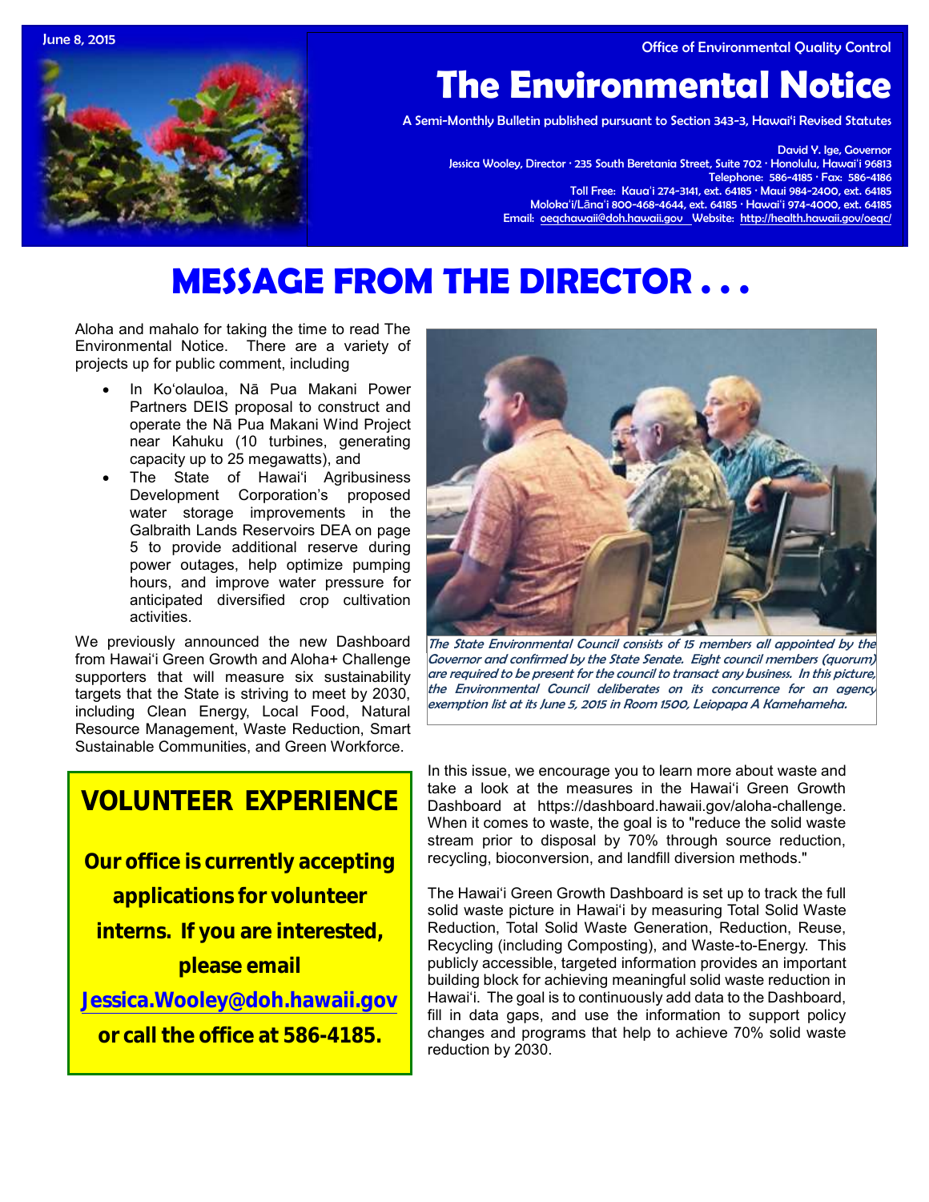June 8, 2015

Office of Environmental Quality Control

# The Environmental Notice

A Semi-Monthly Bulletin published pursuant to Section 343-3, Hawaiʻi Revised Statutes

David Y. Ige, Governor
Jessica Wooley, Director · 235 South Beretania Street, Suite 702 · Honolulu, Hawaiʻi 96813
Telephone: 586-4185 · Fax: 586-4186
Toll Free: Kauaʻi 274-3141, ext. 64185 · Maui 984-2400, ext. 64185
Molokaʻi/Lānaʻi 800-468-4644, ext. 64185 · Hawaiʻi 974-4000, ext. 64185
Email: oeqchawaii@doh.hawaii.gov Website: http://health.hawaii.gov/oeqc/

## MESSAGE FROM THE DIRECTOR . . .

Aloha and mahalo for taking the time to read The Environmental Notice. There are a variety of projects up for public comment, including

- In Koʻolauloa, Nā Pua Makani Power Partners DEIS proposal to construct and operate the Nā Pua Makani Wind Project near Kahuku (10 turbines, generating capacity up to 25 megawatts), and
- The State of Hawaiʻi Agribusiness Development Corporation's proposed water storage improvements in the Galbraith Lands Reservoirs DEA on page 5 to provide additional reserve during power outages, help optimize pumping hours, and improve water pressure for anticipated diversified crop cultivation activities.

We previously announced the new Dashboard from Hawaiʻi Green Growth and Aloha+ Challenge supporters that will measure six sustainability targets that the State is striving to meet by 2030, including Clean Energy, Local Food, Natural Resource Management, Waste Reduction, Smart Sustainable Communities, and Green Workforce.

*The State Environmental Council consists of 15 members all appointed by the Governor and confirmed by the State Senate. Eight council members (quorum) are required to be present for the council to transact any business. In this picture, the Environmental Council deliberates on its concurrence for an agency exemption list at its June 5, 2015 in Room 1500, Leiopapa A Kamehameha.*

In this issue, we encourage you to learn more about waste and take a look at the measures in the Hawaiʻi Green Growth Dashboard at https://dashboard.hawaii.gov/aloha-challenge. When it comes to waste, the goal is to "reduce the solid waste stream prior to disposal by 70% through source reduction, recycling, bioconversion, and landfill diversion methods."

The Hawaiʻi Green Growth Dashboard is set up to track the full solid waste picture in Hawaiʻi by measuring Total Solid Waste Reduction, Total Solid Waste Generation, Reduction, Reuse, Recycling (including Composting), and Waste-to-Energy. This publicly accessible, targeted information provides an important building block for achieving meaningful solid waste reduction in Hawaiʻi. The goal is to continuously add data to the Dashboard, fill in data gaps, and use the information to support policy changes and programs that help to achieve 70% solid waste reduction by 2030.

## VOLUNTEER EXPERIENCE

**Our office is currently accepting applications for volunteer interns. If you are interested, please email Jessica.Wooley@doh.hawaii.gov or call the office at 586-4185.**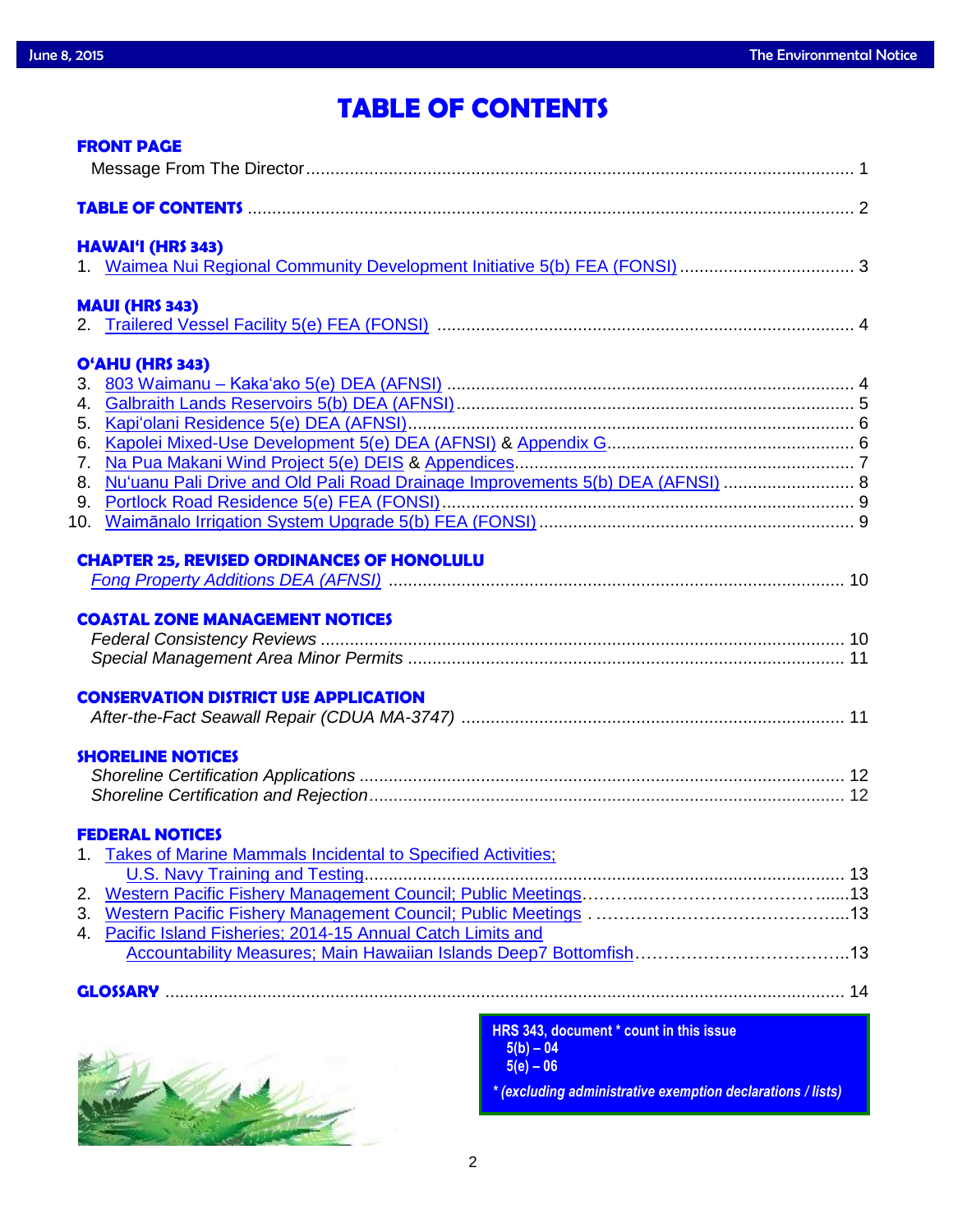# TABLE OF CONTENTS

## FRONT PAGE

Message From The Director ... 1

## TABLE OF CONTENTS ... 2

## HAWAIʻI (HRS 343)

1. Waimea Nui Regional Community Development Initiative 5(b) FEA (FONSI) ... 3

## MAUI (HRS 343)

2. Trailered Vessel Facility 5(e) FEA (FONSI) ... 4

## OʻAHU (HRS 343)

3. 803 Waimanu – Kakaʻako 5(e) DEA (AFNSI) ... 4
4. Galbraith Lands Reservoirs 5(b) DEA (AFNSI) ... 5
5. Kapiʻolani Residence 5(e) DEA (AFNSI) ... 6
6. Kapolei Mixed-Use Development 5(e) DEA (AFNSI) & Appendix G ... 6
7. Na Pua Makani Wind Project 5(e) DEIS & Appendices ... 7
8. Nuʻuanu Pali Drive and Old Pali Road Drainage Improvements 5(b) DEA (AFNSI) ... 8
9. Portlock Road Residence 5(e) FEA (FONSI) ... 9
10. Waimānalo Irrigation System Upgrade 5(b) FEA (FONSI) ... 9

## CHAPTER 25, REVISED ORDINANCES OF HONOLULU

*Fong Property Additions DEA (AFNSI)* ... 10

## COASTAL ZONE MANAGEMENT NOTICES

*Federal Consistency Reviews* ... 10
*Special Management Area Minor Permits* ... 11

## CONSERVATION DISTRICT USE APPLICATION

*After-the-Fact Seawall Repair (CDUA MA-3747)* ... 11

## SHORELINE NOTICES

*Shoreline Certification Applications* ... 12
*Shoreline Certification and Rejection* ... 12

## FEDERAL NOTICES

1. Takes of Marine Mammals Incidental to Specified Activities; U.S. Navy Training and Testing ... 13
2. Western Pacific Fishery Management Council; Public Meetings ... 13
3. Western Pacific Fishery Management Council; Public Meetings ... 13
4. Pacific Island Fisheries; 2014-15 Annual Catch Limits and Accountability Measures; Main Hawaiian Islands Deep7 Bottomfish ... 13

## GLOSSARY ... 14

**HRS 343, document * count in this issue**
**5(b) – 04**
**5(e) – 06**

***(excluding administrative exemption declarations / lists)***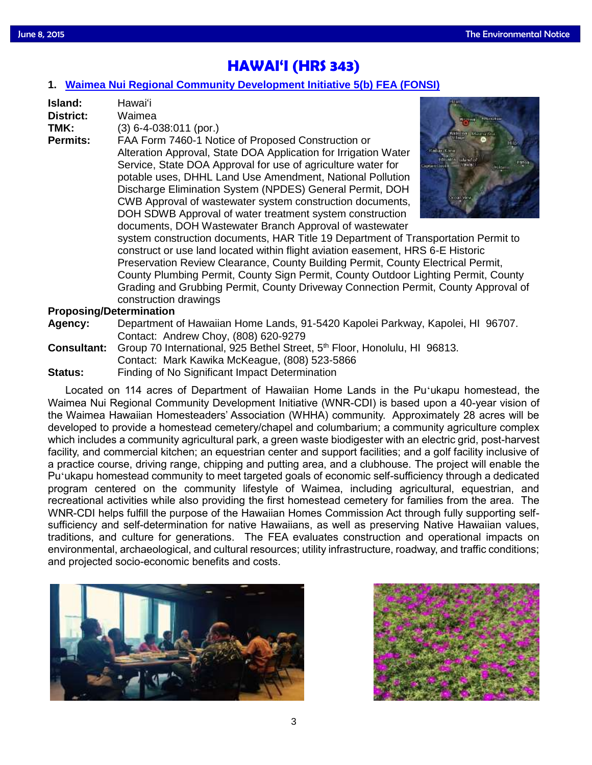# HAWAI'I (HRS 343)

## 1. Waimea Nui Regional Community Development Initiative 5(b) FEA (FONSI)

**Island:** Hawai'i

**District:** Waimea

**TMK:** (3) 6-4-038:011 (por.)

**Permits:** FAA Form 7460-1 Notice of Proposed Construction or Alteration Approval, State DOA Application for Irrigation Water Service, State DOA Approval for use of agriculture water for potable uses, DHHL Land Use Amendment, National Pollution Discharge Elimination System (NPDES) General Permit, DOH CWB Approval of wastewater system construction documents, DOH SDWB Approval of water treatment system construction documents, DOH Wastewater Branch Approval of wastewater system construction documents, HAR Title 19 Department of Transportation Permit to construct or use land located within flight aviation easement, HRS 6-E Historic Preservation Review Clearance, County Building Permit, County Electrical Permit, County Plumbing Permit, County Sign Permit, County Outdoor Lighting Permit, County Grading and Grubbing Permit, County Driveway Connection Permit, County Approval of construction drawings

**Proposing/Determination Agency:** Department of Hawaiian Home Lands, 91-5420 Kapolei Parkway, Kapolei, HI 96707. Contact: Andrew Choy, (808) 620-9279

**Consultant:** Group 70 International, 925 Bethel Street, 5th Floor, Honolulu, HI 96813. Contact: Mark Kawika McKeague, (808) 523-5866

**Status:** Finding of No Significant Impact Determination

Located on 114 acres of Department of Hawaiian Home Lands in the Pu'ukapu homestead, the Waimea Nui Regional Community Development Initiative (WNR-CDI) is based upon a 40-year vision of the Waimea Hawaiian Homesteaders' Association (WHHA) community. Approximately 28 acres will be developed to provide a homestead cemetery/chapel and columbarium; a community agriculture complex which includes a community agricultural park, a green waste biodigester with an electric grid, post-harvest facility, and commercial kitchen; an equestrian center and support facilities; and a golf facility inclusive of a practice course, driving range, chipping and putting area, and a clubhouse. The project will enable the Pu'ukapu homestead community to meet targeted goals of economic self-sufficiency through a dedicated program centered on the community lifestyle of Waimea, including agricultural, equestrian, and recreational activities while also providing the first homestead cemetery for families from the area. The WNR-CDI helps fulfill the purpose of the Hawaiian Homes Commission Act through fully supporting self-sufficiency and self-determination for native Hawaiians, as well as preserving Native Hawaiian values, traditions, and culture for generations. The FEA evaluates construction and operational impacts on environmental, archaeological, and cultural resources; utility infrastructure, roadway, and traffic conditions; and projected socio-economic benefits and costs.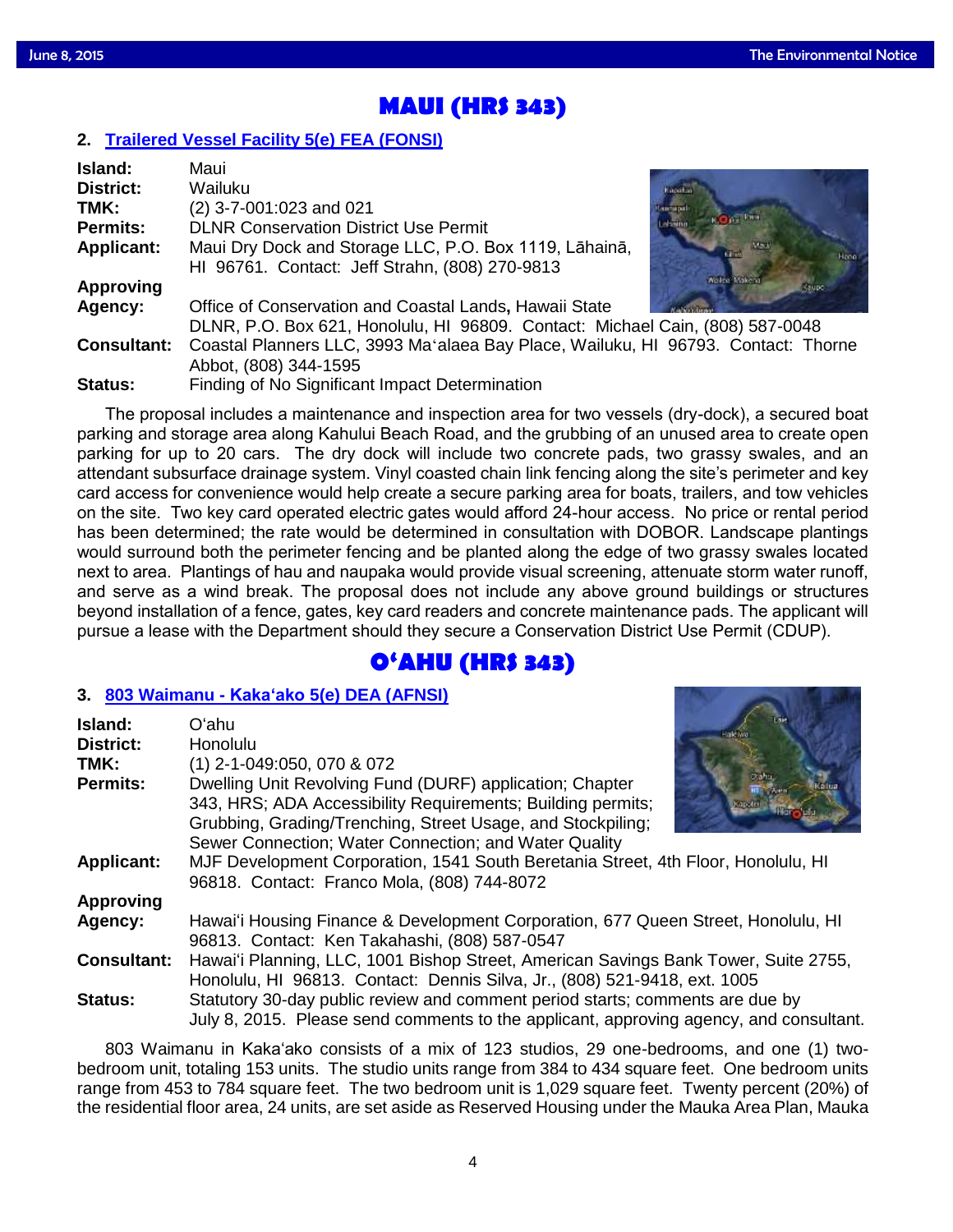## MAUI (HRS 343)

### 2. Trailered Vessel Facility 5(e) FEA (FONSI)

**Island:** Maui
**District:** Wailuku
**TMK:** (2) 3-7-001:023 and 021
**Permits:** DLNR Conservation District Use Permit
**Applicant:** Maui Dry Dock and Storage LLC, P.O. Box 1119, Lāhainā, HI 96761. Contact: Jeff Strahn, (808) 270-9813
**Approving Agency:** Office of Conservation and Coastal Lands, Hawaii State DLNR, P.O. Box 621, Honolulu, HI 96809. Contact: Michael Cain, (808) 587-0048
**Consultant:** Coastal Planners LLC, 3993 Maʻalaea Bay Place, Wailuku, HI 96793. Contact: Thorne Abbot, (808) 344-1595
**Status:** Finding of No Significant Impact Determination

The proposal includes a maintenance and inspection area for two vessels (dry-dock), a secured boat parking and storage area along Kahului Beach Road, and the grubbing of an unused area to create open parking for up to 20 cars. The dry dock will include two concrete pads, two grassy swales, and an attendant subsurface drainage system. Vinyl coasted chain link fencing along the site's perimeter and key card access for convenience would help create a secure parking area for boats, trailers, and tow vehicles on the site. Two key card operated electric gates would afford 24-hour access. No price or rental period has been determined; the rate would be determined in consultation with DOBOR. Landscape plantings would surround both the perimeter fencing and be planted along the edge of two grassy swales located next to area. Plantings of hau and naupaka would provide visual screening, attenuate storm water runoff, and serve as a wind break. The proposal does not include any above ground buildings or structures beyond installation of a fence, gates, key card readers and concrete maintenance pads. The applicant will pursue a lease with the Department should they secure a Conservation District Use Permit (CDUP).

## OʻAHU (HRS 343)

### 3. 803 Waimanu - Kakaʻako 5(e) DEA (AFNSI)

**Island:** Oʻahu
**District:** Honolulu
**TMK:** (1) 2-1-049:050, 070 & 072
**Permits:** Dwelling Unit Revolving Fund (DURF) application; Chapter 343, HRS; ADA Accessibility Requirements; Building permits; Grubbing, Grading/Trenching, Street Usage, and Stockpiling; Sewer Connection; Water Connection; and Water Quality
**Applicant:** MJF Development Corporation, 1541 South Beretania Street, 4th Floor, Honolulu, HI 96818. Contact: Franco Mola, (808) 744-8072
**Approving Agency:** Hawaiʻi Housing Finance & Development Corporation, 677 Queen Street, Honolulu, HI 96813. Contact: Ken Takahashi, (808) 587-0547
**Consultant:** Hawaiʻi Planning, LLC, 1001 Bishop Street, American Savings Bank Tower, Suite 2755, Honolulu, HI 96813. Contact: Dennis Silva, Jr., (808) 521-9418, ext. 1005
**Status:** Statutory 30-day public review and comment period starts; comments are due by July 8, 2015. Please send comments to the applicant, approving agency, and consultant.

803 Waimanu in Kakaʻako consists of a mix of 123 studios, 29 one-bedrooms, and one (1) two-bedroom unit, totaling 153 units. The studio units range from 384 to 434 square feet. One bedroom units range from 453 to 784 square feet. The two bedroom unit is 1,029 square feet. Twenty percent (20%) of the residential floor area, 24 units, are set aside as Reserved Housing under the Mauka Area Plan, Mauka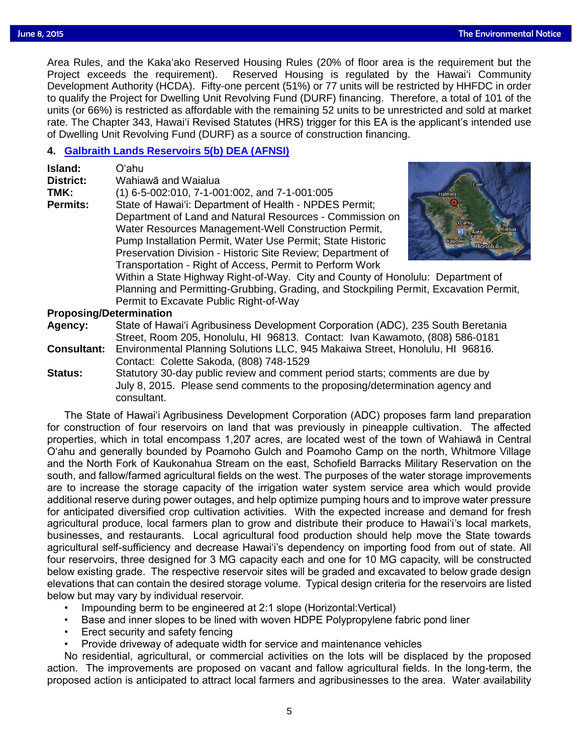Area Rules, and the Kakaʻako Reserved Housing Rules (20% of floor area is the requirement but the Project exceeds the requirement). Reserved Housing is regulated by the Hawaiʻi Community Development Authority (HCDA). Fifty-one percent (51%) or 77 units will be restricted by HHFDC in order to qualify the Project for Dwelling Unit Revolving Fund (DURF) financing. Therefore, a total of 101 of the units (or 66%) is restricted as affordable with the remaining 52 units to be unrestricted and sold at market rate. The Chapter 343, Hawaiʻi Revised Statutes (HRS) trigger for this EA is the applicant's intended use of Dwelling Unit Revolving Fund (DURF) as a source of construction financing.

### 4. Galbraith Lands Reservoirs 5(b) DEA (AFNSI)

**Island:** Oʻahu
**District:** Wahiawā and Waialua
**TMK:** (1) 6-5-002:010, 7-1-001:002, and 7-1-001:005
**Permits:** State of Hawaiʻi: Department of Health - NPDES Permit; Department of Land and Natural Resources - Commission on Water Resources Management-Well Construction Permit, Pump Installation Permit, Water Use Permit; State Historic Preservation Division - Historic Site Review; Department of Transportation - Right of Access, Permit to Perform Work Within a State Highway Right-of-Way. City and County of Honolulu: Department of Planning and Permitting-Grubbing, Grading, and Stockpiling Permit, Excavation Permit, Permit to Excavate Public Right-of-Way

**Proposing/Determination**
**Agency:** State of Hawaiʻi Agribusiness Development Corporation (ADC), 235 South Beretania Street, Room 205, Honolulu, HI 96813. Contact: Ivan Kawamoto, (808) 586-0181
**Consultant:** Environmental Planning Solutions LLC, 945 Makaiwa Street, Honolulu, HI 96816. Contact: Colette Sakoda, (808) 748-1529
**Status:** Statutory 30-day public review and comment period starts; comments are due by July 8, 2015. Please send comments to the proposing/determination agency and consultant.

The State of Hawaiʻi Agribusiness Development Corporation (ADC) proposes farm land preparation for construction of four reservoirs on land that was previously in pineapple cultivation. The affected properties, which in total encompass 1,207 acres, are located west of the town of Wahiawā in Central Oʻahu and generally bounded by Poamoho Gulch and Poamoho Camp on the north, Whitmore Village and the North Fork of Kaukonahua Stream on the east, Schofield Barracks Military Reservation on the south, and fallow/farmed agricultural fields on the west. The purposes of the water storage improvements are to increase the storage capacity of the irrigation water system service area which would provide additional reserve during power outages, and help optimize pumping hours and to improve water pressure for anticipated diversified crop cultivation activities. With the expected increase and demand for fresh agricultural produce, local farmers plan to grow and distribute their produce to Hawaiʻi's local markets, businesses, and restaurants. Local agricultural food production should help move the State towards agricultural self-sufficiency and decrease Hawaiʻi's dependency on importing food from out of state. All four reservoirs, three designed for 3 MG capacity each and one for 10 MG capacity, will be constructed below existing grade. The respective reservoir sites will be graded and excavated to below grade design elevations that can contain the desired storage volume. Typical design criteria for the reservoirs are listed below but may vary by individual reservoir.

- Impounding berm to be engineered at 2:1 slope (Horizontal:Vertical)
- Base and inner slopes to be lined with woven HDPE Polypropylene fabric pond liner
- Erect security and safety fencing
- Provide driveway of adequate width for service and maintenance vehicles

No residential, agricultural, or commercial activities on the lots will be displaced by the proposed action. The improvements are proposed on vacant and fallow agricultural fields. In the long-term, the proposed action is anticipated to attract local farmers and agribusinesses to the area. Water availability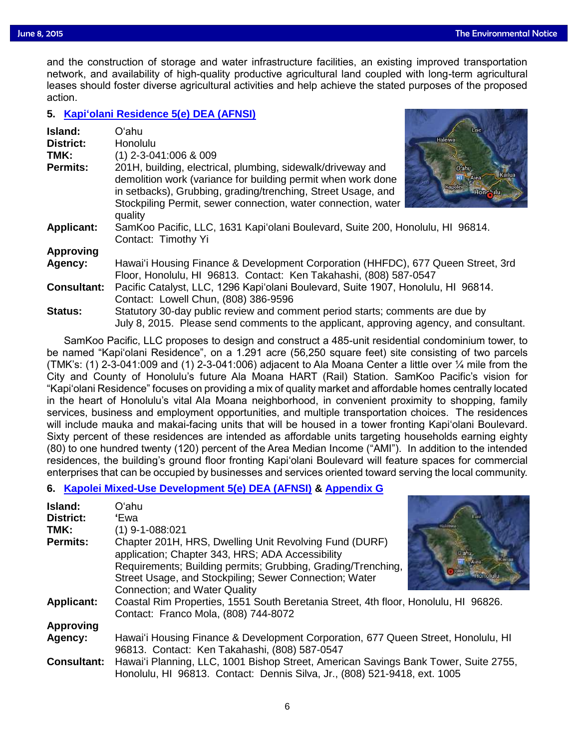and the construction of storage and water infrastructure facilities, an existing improved transportation network, and availability of high-quality productive agricultural land coupled with long-term agricultural leases should foster diverse agricultural activities and help achieve the stated purposes of the proposed action.

### 5. Kapiʻolani Residence 5(e) DEA (AFNSI)

**Island:** Oʻahu
**District:** Honolulu
**TMK:** (1) 2-3-041:006 & 009
**Permits:** 201H, building, electrical, plumbing, sidewalk/driveway and demolition work (variance for building permit when work done in setbacks), Grubbing, grading/trenching, Street Usage, and Stockpiling Permit, sewer connection, water connection, water quality
**Applicant:** SamKoo Pacific, LLC, 1631 Kapiʻolani Boulevard, Suite 200, Honolulu, HI 96814. Contact: Timothy Yi
**Approving Agency:** Hawaiʻi Housing Finance & Development Corporation (HHFDC), 677 Queen Street, 3rd Floor, Honolulu, HI 96813. Contact: Ken Takahashi, (808) 587-0547
**Consultant:** Pacific Catalyst, LLC, 1296 Kapiʻolani Boulevard, Suite 1907, Honolulu, HI 96814. Contact: Lowell Chun, (808) 386-9596
**Status:** Statutory 30-day public review and comment period starts; comments are due by July 8, 2015. Please send comments to the applicant, approving agency, and consultant.

SamKoo Pacific, LLC proposes to design and construct a 485-unit residential condominium tower, to be named "Kapiʻolani Residence", on a 1.291 acre (56,250 square feet) site consisting of two parcels (TMK's: (1) 2-3-041:009 and (1) 2-3-041:006) adjacent to Ala Moana Center a little over ¼ mile from the City and County of Honolulu's future Ala Moana HART (Rail) Station. SamKoo Pacific's vision for "Kapiʻolani Residence" focuses on providing a mix of quality market and affordable homes centrally located in the heart of Honolulu's vital Ala Moana neighborhood, in convenient proximity to shopping, family services, business and employment opportunities, and multiple transportation choices. The residences will include mauka and makai-facing units that will be housed in a tower fronting Kapiʻolani Boulevard. Sixty percent of these residences are intended as affordable units targeting households earning eighty (80) to one hundred twenty (120) percent of the Area Median Income ("AMI"). In addition to the intended residences, the building's ground floor fronting Kapiʻolani Boulevard will feature spaces for commercial enterprises that can be occupied by businesses and services oriented toward serving the local community.

### 6. Kapolei Mixed-Use Development 5(e) DEA (AFNSI) & Appendix G

**Island:** Oʻahu
**District:** ʻEwa
**TMK:** (1) 9-1-088:021
**Permits:** Chapter 201H, HRS, Dwelling Unit Revolving Fund (DURF) application; Chapter 343, HRS; ADA Accessibility Requirements; Building permits; Grubbing, Grading/Trenching, Street Usage, and Stockpiling; Sewer Connection; Water Connection; and Water Quality
**Applicant:** Coastal Rim Properties, 1551 South Beretania Street, 4th floor, Honolulu, HI 96826. Contact: Franco Mola, (808) 744-8072
**Approving Agency:** Hawaiʻi Housing Finance & Development Corporation, 677 Queen Street, Honolulu, HI 96813. Contact: Ken Takahashi, (808) 587-0547
**Consultant:** Hawaiʻi Planning, LLC, 1001 Bishop Street, American Savings Bank Tower, Suite 2755, Honolulu, HI 96813. Contact: Dennis Silva, Jr., (808) 521-9418, ext. 1005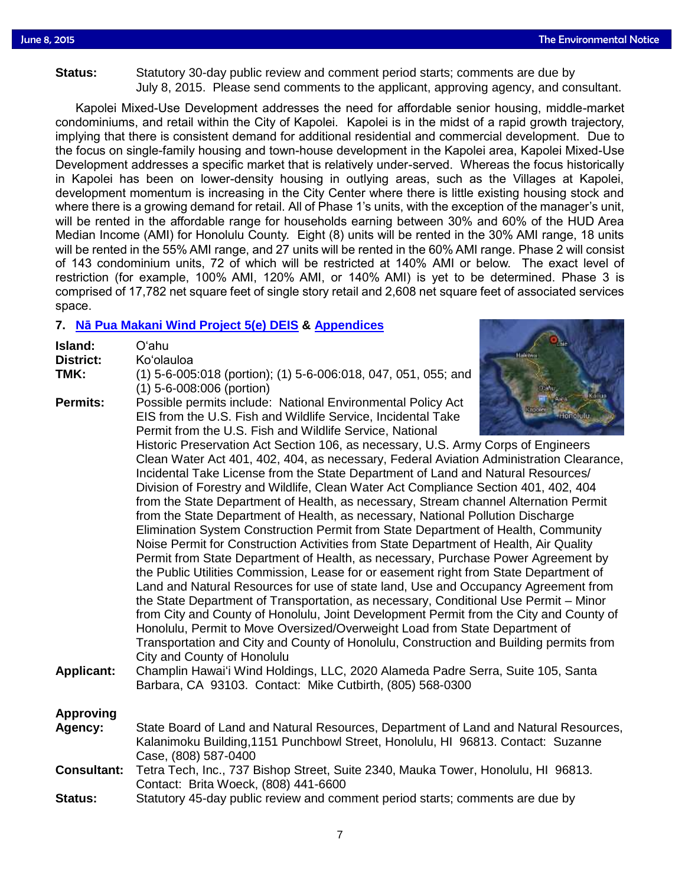**Status:** Statutory 30-day public review and comment period starts; comments are due by July 8, 2015. Please send comments to the applicant, approving agency, and consultant.

Kapolei Mixed-Use Development addresses the need for affordable senior housing, middle-market condominiums, and retail within the City of Kapolei. Kapolei is in the midst of a rapid growth trajectory, implying that there is consistent demand for additional residential and commercial development. Due to the focus on single-family housing and town-house development in the Kapolei area, Kapolei Mixed-Use Development addresses a specific market that is relatively under-served. Whereas the focus historically in Kapolei has been on lower-density housing in outlying areas, such as the Villages at Kapolei, development momentum is increasing in the City Center where there is little existing housing stock and where there is a growing demand for retail. All of Phase 1's units, with the exception of the manager's unit, will be rented in the affordable range for households earning between 30% and 60% of the HUD Area Median Income (AMI) for Honolulu County. Eight (8) units will be rented in the 30% AMI range, 18 units will be rented in the 55% AMI range, and 27 units will be rented in the 60% AMI range. Phase 2 will consist of 143 condominium units, 72 of which will be restricted at 140% AMI or below. The exact level of restriction (for example, 100% AMI, 120% AMI, or 140% AMI) is yet to be determined. Phase 3 is comprised of 17,782 net square feet of single story retail and 2,608 net square feet of associated services space.

### 7. Nā Pua Makani Wind Project 5(e) DEIS & Appendices

**Island:** Oʻahu

**District:** Koʻolauloa

**TMK:** (1) 5-6-005:018 (portion); (1) 5-6-006:018, 047, 051, 055; and (1) 5-6-008:006 (portion)

**Permits:** Possible permits include: National Environmental Policy Act EIS from the U.S. Fish and Wildlife Service, Incidental Take Permit from the U.S. Fish and Wildlife Service, National Historic Preservation Act Section 106, as necessary, U.S. Army Corps of Engineers Clean Water Act 401, 402, 404, as necessary, Federal Aviation Administration Clearance, Incidental Take License from the State Department of Land and Natural Resources/ Division of Forestry and Wildlife, Clean Water Act Compliance Section 401, 402, 404 from the State Department of Health, as necessary, Stream channel Alternation Permit from the State Department of Health, as necessary, National Pollution Discharge Elimination System Construction Permit from State Department of Health, Community Noise Permit for Construction Activities from State Department of Health, Air Quality Permit from State Department of Health, as necessary, Purchase Power Agreement by the Public Utilities Commission, Lease for or easement right from State Department of Land and Natural Resources for use of state land, Use and Occupancy Agreement from the State Department of Transportation, as necessary, Conditional Use Permit – Minor from City and County of Honolulu, Joint Development Permit from the City and County of Honolulu, Permit to Move Oversized/Overweight Load from State Department of Transportation and City and County of Honolulu, Construction and Building permits from City and County of Honolulu

**Applicant:** Champlin Hawaiʻi Wind Holdings, LLC, 2020 Alameda Padre Serra, Suite 105, Santa Barbara, CA 93103. Contact: Mike Cutbirth, (805) 568-0300

**Approving Agency:** State Board of Land and Natural Resources, Department of Land and Natural Resources, Kalanimoku Building,1151 Punchbowl Street, Honolulu, HI 96813. Contact: Suzanne Case, (808) 587-0400

**Consultant:** Tetra Tech, Inc., 737 Bishop Street, Suite 2340, Mauka Tower, Honolulu, HI 96813. Contact: Brita Woeck, (808) 441-6600

**Status:** Statutory 45-day public review and comment period starts; comments are due by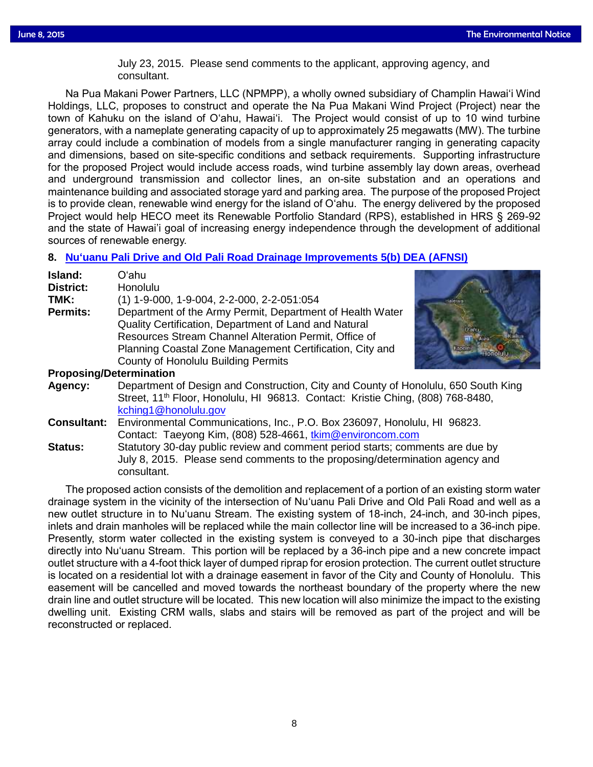July 23, 2015. Please send comments to the applicant, approving agency, and consultant.

Na Pua Makani Power Partners, LLC (NPMPP), a wholly owned subsidiary of Champlin Hawai‘i Wind Holdings, LLC, proposes to construct and operate the Na Pua Makani Wind Project (Project) near the town of Kahuku on the island of O‘ahu, Hawai‘i. The Project would consist of up to 10 wind turbine generators, with a nameplate generating capacity of up to approximately 25 megawatts (MW). The turbine array could include a combination of models from a single manufacturer ranging in generating capacity and dimensions, based on site-specific conditions and setback requirements. Supporting infrastructure for the proposed Project would include access roads, wind turbine assembly lay down areas, overhead and underground transmission and collector lines, an on-site substation and an operations and maintenance building and associated storage yard and parking area. The purpose of the proposed Project is to provide clean, renewable wind energy for the island of O‘ahu. The energy delivered by the proposed Project would help HECO meet its Renewable Portfolio Standard (RPS), established in HRS § 269-92 and the state of Hawai‘i goal of increasing energy independence through the development of additional sources of renewable energy.

### 8. Nu‘uanu Pali Drive and Old Pali Road Drainage Improvements 5(b) DEA (AFNSI)

**Island:** O‘ahu
**District:** Honolulu
**TMK:** (1) 1-9-000, 1-9-004, 2-2-000, 2-2-051:054
**Permits:** Department of the Army Permit, Department of Health Water Quality Certification, Department of Land and Natural Resources Stream Channel Alteration Permit, Office of Planning Coastal Zone Management Certification, City and County of Honolulu Building Permits

**Proposing/Determination Agency:** Department of Design and Construction, City and County of Honolulu, 650 South King Street, 11th Floor, Honolulu, HI 96813. Contact: Kristie Ching, (808) 768-8480, kching1@honolulu.gov

**Consultant:** Environmental Communications, Inc., P.O. Box 236097, Honolulu, HI 96823. Contact: Taeyong Kim, (808) 528-4661, tkim@environcom.com

**Status:** Statutory 30-day public review and comment period starts; comments are due by July 8, 2015. Please send comments to the proposing/determination agency and consultant.

The proposed action consists of the demolition and replacement of a portion of an existing storm water drainage system in the vicinity of the intersection of Nu‘uanu Pali Drive and Old Pali Road and well as a new outlet structure in to Nu‘uanu Stream. The existing system of 18-inch, 24-inch, and 30-inch pipes, inlets and drain manholes will be replaced while the main collector line will be increased to a 36-inch pipe. Presently, storm water collected in the existing system is conveyed to a 30-inch pipe that discharges directly into Nu‘uanu Stream. This portion will be replaced by a 36-inch pipe and a new concrete impact outlet structure with a 4-foot thick layer of dumped riprap for erosion protection. The current outlet structure is located on a residential lot with a drainage easement in favor of the City and County of Honolulu. This easement will be cancelled and moved towards the northeast boundary of the property where the new drain line and outlet structure will be located. This new location will also minimize the impact to the existing dwelling unit. Existing CRM walls, slabs and stairs will be removed as part of the project and will be reconstructed or replaced.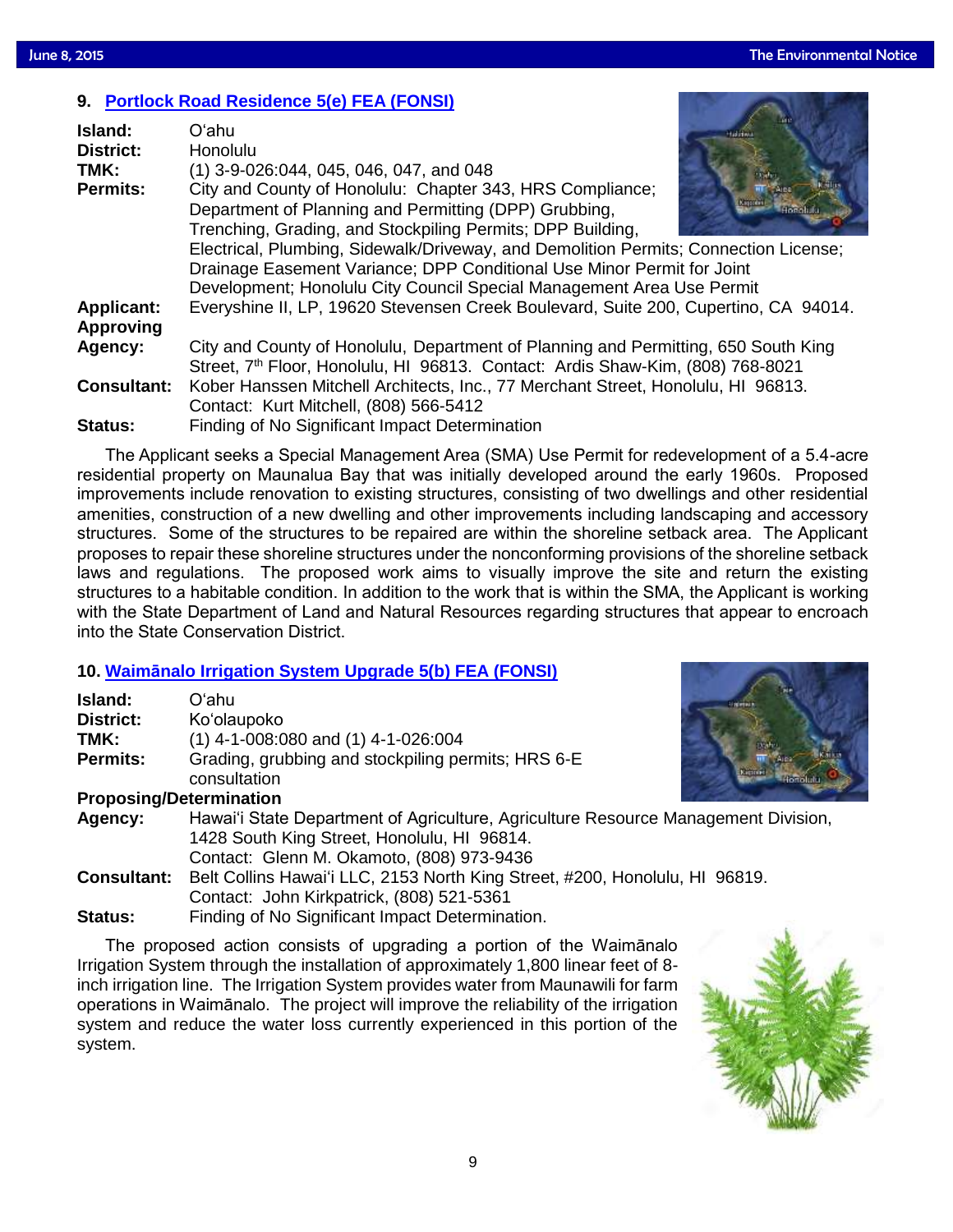### 9. Portlock Road Residence 5(e) FEA (FONSI)

**Island:** Oʻahu
**District:** Honolulu
**TMK:** (1) 3-9-026:044, 045, 046, 047, and 048
**Permits:** City and County of Honolulu: Chapter 343, HRS Compliance; Department of Planning and Permitting (DPP) Grubbing, Trenching, Grading, and Stockpiling Permits; DPP Building, Electrical, Plumbing, Sidewalk/Driveway, and Demolition Permits; Connection License; Drainage Easement Variance; DPP Conditional Use Minor Permit for Joint Development; Honolulu City Council Special Management Area Use Permit
**Applicant:** Everyshine II, LP, 19620 Stevensen Creek Boulevard, Suite 200, Cupertino, CA 94014.
**Approving Agency:** City and County of Honolulu, Department of Planning and Permitting, 650 South King Street, 7th Floor, Honolulu, HI 96813. Contact: Ardis Shaw-Kim, (808) 768-8021
**Consultant:** Kober Hanssen Mitchell Architects, Inc., 77 Merchant Street, Honolulu, HI 96813. Contact: Kurt Mitchell, (808) 566-5412
**Status:** Finding of No Significant Impact Determination

The Applicant seeks a Special Management Area (SMA) Use Permit for redevelopment of a 5.4-acre residential property on Maunalua Bay that was initially developed around the early 1960s. Proposed improvements include renovation to existing structures, consisting of two dwellings and other residential amenities, construction of a new dwelling and other improvements including landscaping and accessory structures. Some of the structures to be repaired are within the shoreline setback area. The Applicant proposes to repair these shoreline structures under the nonconforming provisions of the shoreline setback laws and regulations. The proposed work aims to visually improve the site and return the existing structures to a habitable condition. In addition to the work that is within the SMA, the Applicant is working with the State Department of Land and Natural Resources regarding structures that appear to encroach into the State Conservation District.

### 10. Waimānalo Irrigation System Upgrade 5(b) FEA (FONSI)

**Island:** Oʻahu
**District:** Koʻolaupoko
**TMK:** (1) 4-1-008:080 and (1) 4-1-026:004
**Permits:** Grading, grubbing and stockpiling permits; HRS 6-E consultation
**Proposing/Determination Agency:** Hawaiʻi State Department of Agriculture, Agriculture Resource Management Division, 1428 South King Street, Honolulu, HI 96814. Contact: Glenn M. Okamoto, (808) 973-9436
**Consultant:** Belt Collins Hawaiʻi LLC, 2153 North King Street, #200, Honolulu, HI 96819. Contact: John Kirkpatrick, (808) 521-5361
**Status:** Finding of No Significant Impact Determination.

The proposed action consists of upgrading a portion of the Waimānalo Irrigation System through the installation of approximately 1,800 linear feet of 8-inch irrigation line. The Irrigation System provides water from Maunawili for farm operations in Waimānalo. The project will improve the reliability of the irrigation system and reduce the water loss currently experienced in this portion of the system.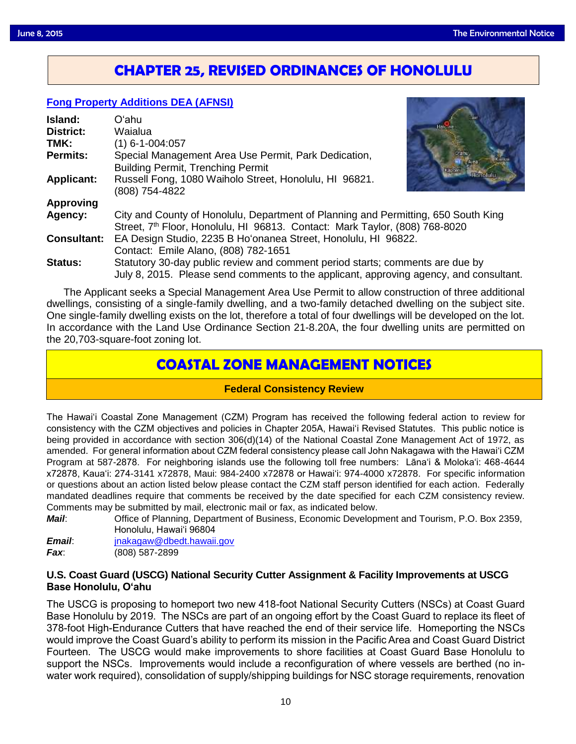# CHAPTER 25, REVISED ORDINANCES OF HONOLULU

## Fong Property Additions DEA (AFNSI)

**Island:** Oʻahu

**District:** Waialua

**TMK:** (1) 6-1-004:057

**Permits:** Special Management Area Use Permit, Park Dedication, Building Permit, Trenching Permit

**Applicant:** Russell Fong, 1080 Waiholo Street, Honolulu, HI 96821. (808) 754-4822

**Approving Agency:** City and County of Honolulu, Department of Planning and Permitting, 650 South King Street, 7th Floor, Honolulu, HI 96813. Contact: Mark Taylor, (808) 768-8020

**Consultant:** EA Design Studio, 2235 B Hoʻonanea Street, Honolulu, HI 96822. Contact: Emile Alano, (808) 782-1651

**Status:** Statutory 30-day public review and comment period starts; comments are due by July 8, 2015. Please send comments to the applicant, approving agency, and consultant.

The Applicant seeks a Special Management Area Use Permit to allow construction of three additional dwellings, consisting of a single-family dwelling, and a two-family detached dwelling on the subject site. One single-family dwelling exists on the lot, therefore a total of four dwellings will be developed on the lot. In accordance with the Land Use Ordinance Section 21-8.20A, the four dwelling units are permitted on the 20,703-square-foot zoning lot.

# COASTAL ZONE MANAGEMENT NOTICES

## Federal Consistency Review

The Hawaiʻi Coastal Zone Management (CZM) Program has received the following federal action to review for consistency with the CZM objectives and policies in Chapter 205A, Hawaiʻi Revised Statutes. This public notice is being provided in accordance with section 306(d)(14) of the National Coastal Zone Management Act of 1972, as amended. For general information about CZM federal consistency please call John Nakagawa with the Hawaiʻi CZM Program at 587-2878. For neighboring islands use the following toll free numbers: Lānaʻi & Molokaʻi: 468-4644 x72878, Kauaʻi: 274-3141 x72878, Maui: 984-2400 x72878 or Hawaiʻi: 974-4000 x72878. For specific information or questions about an action listed below please contact the CZM staff person identified for each action. Federally mandated deadlines require that comments be received by the date specified for each CZM consistency review. Comments may be submitted by mail, electronic mail or fax, as indicated below.

***Mail***: Office of Planning, Department of Business, Economic Development and Tourism, P.O. Box 2359, Honolulu, Hawaiʻi 96804

***Email***: jnakagaw@dbedt.hawaii.gov

***Fax***: (808) 587-2899

### U.S. Coast Guard (USCG) National Security Cutter Assignment & Facility Improvements at USCG Base Honolulu, Oʻahu

The USCG is proposing to homeport two new 418-foot National Security Cutters (NSCs) at Coast Guard Base Honolulu by 2019. The NSCs are part of an ongoing effort by the Coast Guard to replace its fleet of 378-foot High-Endurance Cutters that have reached the end of their service life. Homeporting the NSCs would improve the Coast Guard's ability to perform its mission in the Pacific Area and Coast Guard District Fourteen. The USCG would make improvements to shore facilities at Coast Guard Base Honolulu to support the NSCs. Improvements would include a reconfiguration of where vessels are berthed (no in-water work required), consolidation of supply/shipping buildings for NSC storage requirements, renovation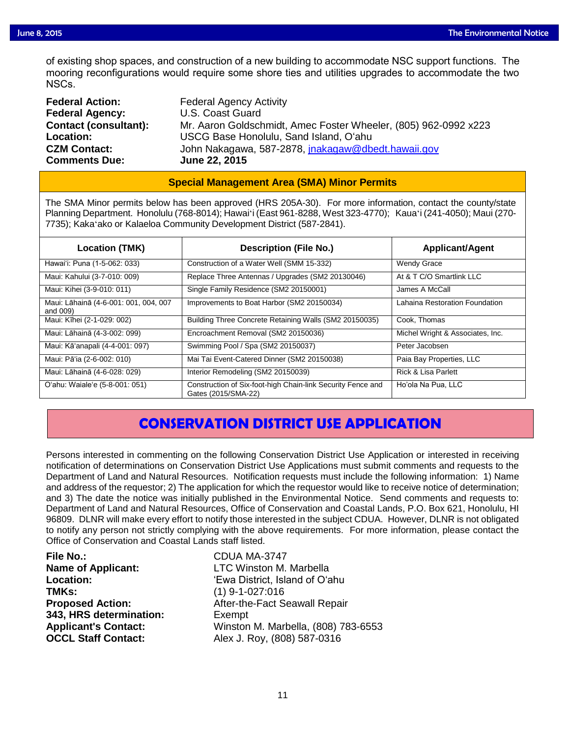of existing shop spaces, and construction of a new building to accommodate NSC support functions. The mooring reconfigurations would require some shore ties and utilities upgrades to accommodate the two NSCs.

**Federal Action:** Federal Agency Activity
**Federal Agency:** U.S. Coast Guard
**Contact (consultant):** Mr. Aaron Goldschmidt, Amec Foster Wheeler, (805) 962-0992 x223
**Location:** USCG Base Honolulu, Sand Island, O'ahu
**CZM Contact:** John Nakagawa, 587-2878, jnakagaw@dbedt.hawaii.gov
**Comments Due:** **June 22, 2015**

## Special Management Area (SMA) Minor Permits

The SMA Minor permits below has been approved (HRS 205A-30). For more information, contact the county/state Planning Department. Honolulu (768-8014); Hawai'i (East 961-8288, West 323-4770); Kaua'i (241-4050); Maui (270-7735); Kaka'ako or Kalaeloa Community Development District (587-2841).

| Location (TMK) | Description (File No.) | Applicant/Agent |
|---|---|---|
| Hawai'i: Puna (1-5-062: 033) | Construction of a Water Well (SMM 15-332) | Wendy Grace |
| Maui: Kahului (3-7-010: 009) | Replace Three Antennas / Upgrades (SM2 20130046) | At & T C/O Smartlink LLC |
| Maui: Kihei (3-9-010: 011) | Single Family Residence (SM2 20150001) | James A McCall |
| Maui: Lāhainā (4-6-001: 001, 004, 007 and 009) | Improvements to Boat Harbor (SM2 20150034) | Lahaina Restoration Foundation |
| Maui: Kīhei (2-1-029: 002) | Building Three Concrete Retaining Walls (SM2 20150035) | Cook, Thomas |
| Maui: Lāhainā (4-3-002: 099) | Encroachment Removal (SM2 20150036) | Michel Wright & Associates, Inc. |
| Maui: Kā'anapali (4-4-001: 097) | Swimming Pool / Spa (SM2 20150037) | Peter Jacobsen |
| Maui: Pā'ia (2-6-002: 010) | Mai Tai Event-Catered Dinner (SM2 20150038) | Paia Bay Properties, LLC |
| Maui: Lāhainā (4-6-028: 029) | Interior Remodeling (SM2 20150039) | Rick & Lisa Parlett |
| O'ahu: Waiale'e (5-8-001: 051) | Construction of Six-foot-high Chain-link Security Fence and Gates (2015/SMA-22) | Ho'ola Na Pua, LLC |

# CONSERVATION DISTRICT USE APPLICATION

Persons interested in commenting on the following Conservation District Use Application or interested in receiving notification of determinations on Conservation District Use Applications must submit comments and requests to the Department of Land and Natural Resources. Notification requests must include the following information: 1) Name and address of the requestor; 2) The application for which the requestor would like to receive notice of determination; and 3) The date the notice was initially published in the Environmental Notice. Send comments and requests to: Department of Land and Natural Resources, Office of Conservation and Coastal Lands, P.O. Box 621, Honolulu, HI 96809. DLNR will make every effort to notify those interested in the subject CDUA. However, DLNR is not obligated to notify any person not strictly complying with the above requirements. For more information, please contact the Office of Conservation and Coastal Lands staff listed.

**File No.:** CDUA MA-3747
**Name of Applicant:** LTC Winston M. Marbella
**Location:** 'Ewa District, Island of O'ahu
**TMKs:** (1) 9-1-027:016
**Proposed Action:** After-the-Fact Seawall Repair
**343, HRS determination:** Exempt
**Applicant's Contact:** Winston M. Marbella, (808) 783-6553
**OCCL Staff Contact:** Alex J. Roy, (808) 587-0316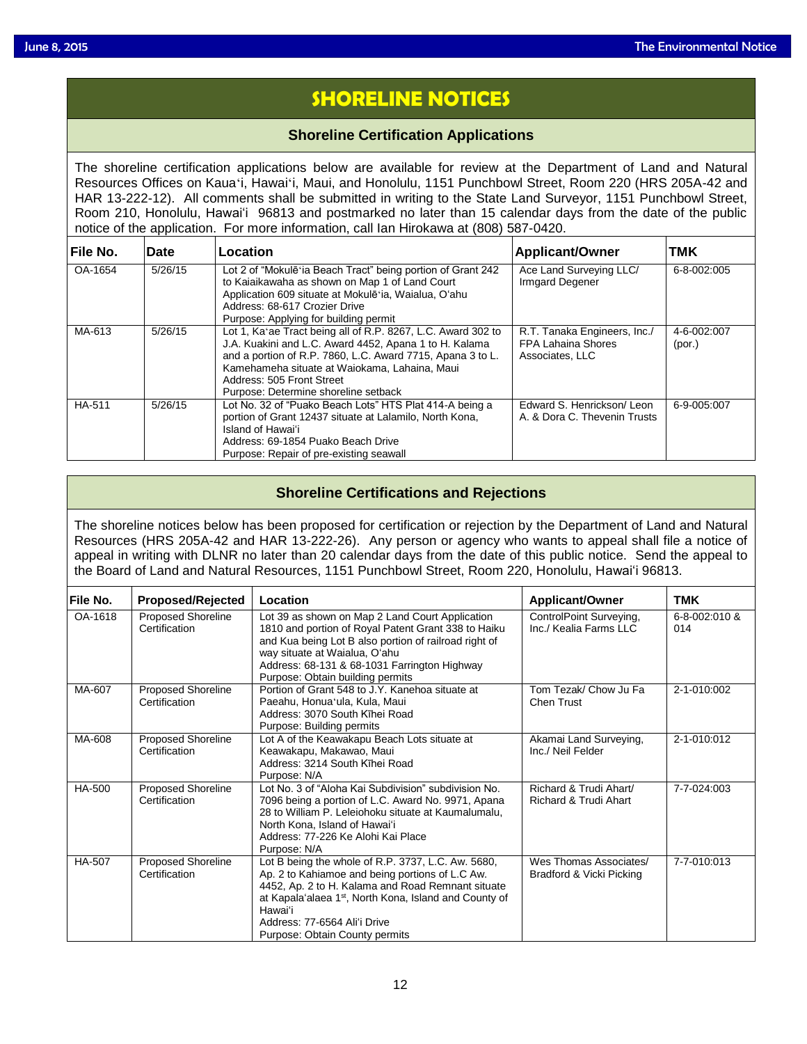# SHORELINE NOTICES

## Shoreline Certification Applications

The shoreline certification applications below are available for review at the Department of Land and Natural Resources Offices on Kauaʻi, Hawaiʻi, Maui, and Honolulu, 1151 Punchbowl Street, Room 220 (HRS 205A-42 and HAR 13-222-12). All comments shall be submitted in writing to the State Land Surveyor, 1151 Punchbowl Street, Room 210, Honolulu, Hawaiʻi 96813 and postmarked no later than 15 calendar days from the date of the public notice of the application. For more information, call Ian Hirokawa at (808) 587-0420.

| File No. | Date | Location | Applicant/Owner | TMK |
|---|---|---|---|---|
| OA-1654 | 5/26/15 | Lot 2 of "Mokulēʻia Beach Tract" being portion of Grant 242 to Kaiaikawaha as shown on Map 1 of Land Court Application 609 situate at Mokulēʻia, Waialua, Oʻahu<br>Address: 68-617 Crozier Drive<br>Purpose: Applying for building permit | Ace Land Surveying LLC/ Irmgard Degener | 6-8-002:005 |
| MA-613 | 5/26/15 | Lot 1, Kaʻae Tract being all of R.P. 8267, L.C. Award 302 to J.A. Kuakini and L.C. Award 4452, Apana 1 to H. Kalama and a portion of R.P. 7860, L.C. Award 7715, Apana 3 to L. Kamehameha situate at Waiokama, Lahaina, Maui<br>Address: 505 Front Street<br>Purpose: Determine shoreline setback | R.T. Tanaka Engineers, Inc./ FPA Lahaina Shores Associates, LLC | 4-6-002:007 (por.) |
| HA-511 | 5/26/15 | Lot No. 32 of "Puako Beach Lots" HTS Plat 414-A being a portion of Grant 12437 situate at Lalamilo, North Kona, Island of Hawaiʻi<br>Address: 69-1854 Puako Beach Drive<br>Purpose: Repair of pre-existing seawall | Edward S. Henrickson/ Leon A. & Dora C. Thevenin Trusts | 6-9-005:007 |

## Shoreline Certifications and Rejections

The shoreline notices below has been proposed for certification or rejection by the Department of Land and Natural Resources (HRS 205A-42 and HAR 13-222-26). Any person or agency who wants to appeal shall file a notice of appeal in writing with DLNR no later than 20 calendar days from the date of this public notice. Send the appeal to the Board of Land and Natural Resources, 1151 Punchbowl Street, Room 220, Honolulu, Hawaiʻi 96813.

| File No. | Proposed/Rejected | Location | Applicant/Owner | TMK |
|---|---|---|---|---|
| OA-1618 | Proposed Shoreline Certification | Lot 39 as shown on Map 2 Land Court Application 1810 and portion of Royal Patent Grant 338 to Haiku and Kua being Lot B also portion of railroad right of way situate at Waialua, Oʻahu<br>Address: 68-131 & 68-1031 Farrington Highway<br>Purpose: Obtain building permits | ControlPoint Surveying, Inc./ Kealia Farms LLC | 6-8-002:010 & 014 |
| MA-607 | Proposed Shoreline Certification | Portion of Grant 548 to J.Y. Kanehoa situate at Paeahu, Honuaʻula, Kula, Maui<br>Address: 3070 South Kīhei Road<br>Purpose: Building permits | Tom Tezak/ Chow Ju Fa Chen Trust | 2-1-010:002 |
| MA-608 | Proposed Shoreline Certification | Lot A of the Keawakapu Beach Lots situate at Keawakapu, Makawao, Maui<br>Address: 3214 South Kīhei Road<br>Purpose: N/A | Akamai Land Surveying, Inc./ Neil Felder | 2-1-010:012 |
| HA-500 | Proposed Shoreline Certification | Lot No. 3 of "Aloha Kai Subdivision" subdivision No. 7096 being a portion of L.C. Award No. 9971, Apana 28 to William P. Leleiohoku situate at Kaumalumalu, North Kona, Island of Hawaiʻi<br>Address: 77-226 Ke Alohi Kai Place<br>Purpose: N/A | Richard & Trudi Ahart/ Richard & Trudi Ahart | 7-7-024:003 |
| HA-507 | Proposed Shoreline Certification | Lot B being the whole of R.P. 3737, L.C. Aw. 5680, Ap. 2 to Kahiamoe and being portions of L.C Aw. 4452, Ap. 2 to H. Kalama and Road Remnant situate at Kapalaʻalaea 1st, North Kona, Island and County of Hawaiʻi<br>Address: 77-6564 Aliʻi Drive<br>Purpose: Obtain County permits | Wes Thomas Associates/ Bradford & Vicki Picking | 7-7-010:013 |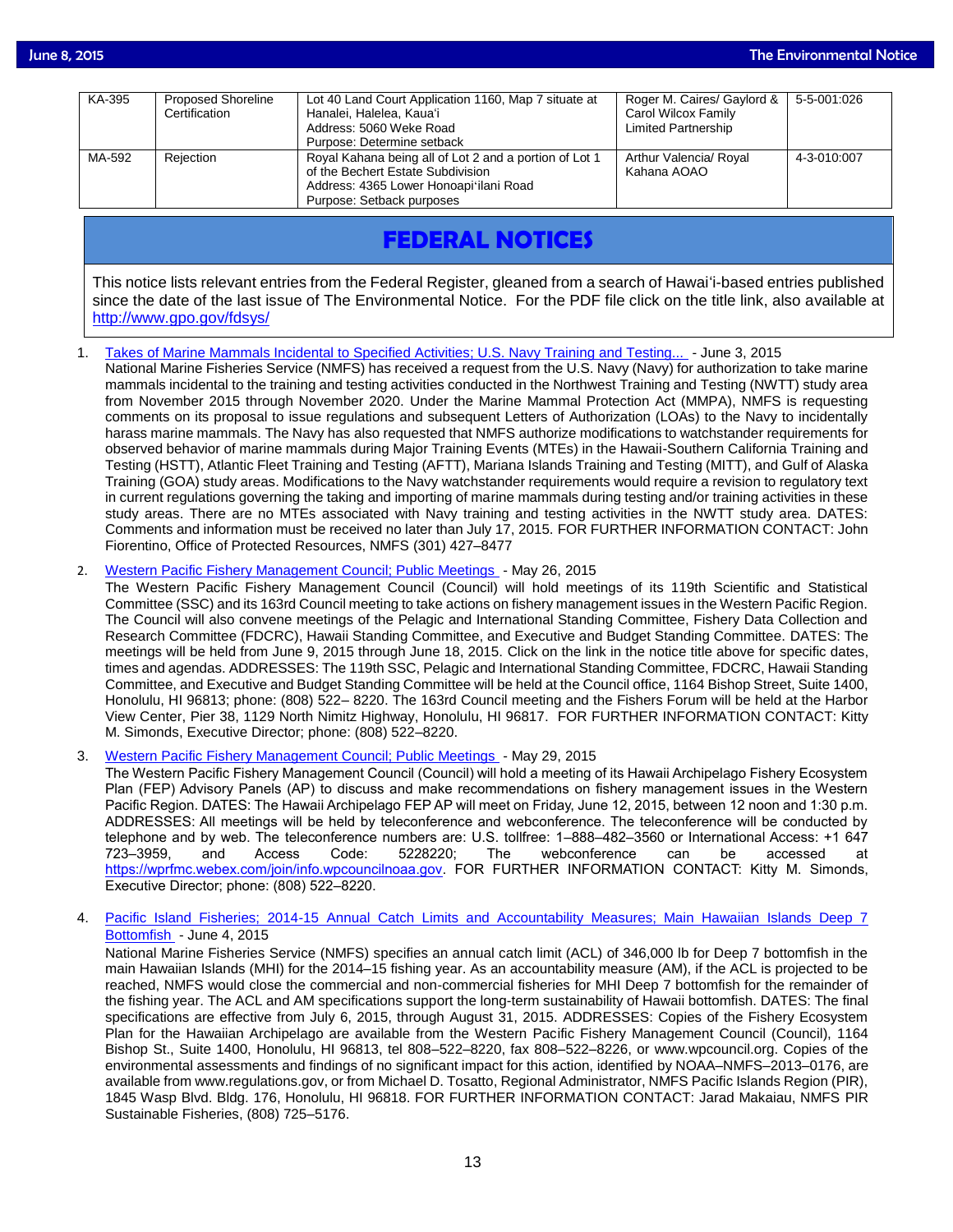| KA-395 | Proposed Shoreline Certification | Lot 40 Land Court Application 1160, Map 7 situate at Hanalei, Halelea, Kauaʻi<br>Address: 5060 Weke Road<br>Purpose: Determine setback | Roger M. Caires/ Gaylord & Carol Wilcox Family Limited Partnership | 5-5-001:026 |
|---|---|---|---|---|
| MA-592 | Rejection | Royal Kahana being all of Lot 2 and a portion of Lot 1 of the Bechert Estate Subdivision<br>Address: 4365 Lower Honoapiʻilani Road<br>Purpose: Setback purposes | Arthur Valencia/ Royal Kahana AOAO | 4-3-010:007 |

# FEDERAL NOTICES

This notice lists relevant entries from the Federal Register, gleaned from a search of Hawaiʻi-based entries published since the date of the last issue of The Environmental Notice. For the PDF file click on the title link, also available at http://www.gpo.gov/fdsys/

1. Takes of Marine Mammals Incidental to Specified Activities; U.S. Navy Training and Testing... - June 3, 2015
   National Marine Fisheries Service (NMFS) has received a request from the U.S. Navy (Navy) for authorization to take marine mammals incidental to the training and testing activities conducted in the Northwest Training and Testing (NWTT) study area from November 2015 through November 2020. Under the Marine Mammal Protection Act (MMPA), NMFS is requesting comments on its proposal to issue regulations and subsequent Letters of Authorization (LOAs) to the Navy to incidentally harass marine mammals. The Navy has also requested that NMFS authorize modifications to watchstander requirements for observed behavior of marine mammals during Major Training Events (MTEs) in the Hawaii-Southern California Training and Testing (HSTT), Atlantic Fleet Training and Testing (AFTT), Mariana Islands Training and Testing (MITT), and Gulf of Alaska Training (GOA) study areas. Modifications to the Navy watchstander requirements would require a revision to regulatory text in current regulations governing the taking and importing of marine mammals during testing and/or training activities in these study areas. There are no MTEs associated with Navy training and testing activities in the NWTT study area. DATES: Comments and information must be received no later than July 17, 2015. FOR FURTHER INFORMATION CONTACT: John Fiorentino, Office of Protected Resources, NMFS (301) 427–8477

2. Western Pacific Fishery Management Council; Public Meetings - May 26, 2015
   The Western Pacific Fishery Management Council (Council) will hold meetings of its 119th Scientific and Statistical Committee (SSC) and its 163rd Council meeting to take actions on fishery management issues in the Western Pacific Region. The Council will also convene meetings of the Pelagic and International Standing Committee, Fishery Data Collection and Research Committee (FDCRC), Hawaii Standing Committee, and Executive and Budget Standing Committee. DATES: The meetings will be held from June 9, 2015 through June 18, 2015. Click on the link in the notice title above for specific dates, times and agendas. ADDRESSES: The 119th SSC, Pelagic and International Standing Committee, FDCRC, Hawaii Standing Committee, and Executive and Budget Standing Committee will be held at the Council office, 1164 Bishop Street, Suite 1400, Honolulu, HI 96813; phone: (808) 522– 8220. The 163rd Council meeting and the Fishers Forum will be held at the Harbor View Center, Pier 38, 1129 North Nimitz Highway, Honolulu, HI 96817. FOR FURTHER INFORMATION CONTACT: Kitty M. Simonds, Executive Director; phone: (808) 522–8220.

3. Western Pacific Fishery Management Council; Public Meetings - May 29, 2015
   The Western Pacific Fishery Management Council (Council) will hold a meeting of its Hawaii Archipelago Fishery Ecosystem Plan (FEP) Advisory Panels (AP) to discuss and make recommendations on fishery management issues in the Western Pacific Region. DATES: The Hawaii Archipelago FEP AP will meet on Friday, June 12, 2015, between 12 noon and 1:30 p.m. ADDRESSES: All meetings will be held by teleconference and webconference. The teleconference will be conducted by telephone and by web. The teleconference numbers are: U.S. tollfree: 1–888–482–3560 or International Access: +1 647 723–3959, and Access Code: 5228220; The webconference can be accessed at https://wprfmc.webex.com/join/info.wpcouncilnoaa.gov. FOR FURTHER INFORMATION CONTACT: Kitty M. Simonds, Executive Director; phone: (808) 522–8220.

4. Pacific Island Fisheries; 2014-15 Annual Catch Limits and Accountability Measures; Main Hawaiian Islands Deep 7 Bottomfish - June 4, 2015
   National Marine Fisheries Service (NMFS) specifies an annual catch limit (ACL) of 346,000 lb for Deep 7 bottomfish in the main Hawaiian Islands (MHI) for the 2014–15 fishing year. As an accountability measure (AM), if the ACL is projected to be reached, NMFS would close the commercial and non-commercial fisheries for MHI Deep 7 bottomfish for the remainder of the fishing year. The ACL and AM specifications support the long-term sustainability of Hawaii bottomfish. DATES: The final specifications are effective from July 6, 2015, through August 31, 2015. ADDRESSES: Copies of the Fishery Ecosystem Plan for the Hawaiian Archipelago are available from the Western Pacific Fishery Management Council (Council), 1164 Bishop St., Suite 1400, Honolulu, HI 96813, tel 808–522–8220, fax 808–522–8226, or www.wpcouncil.org. Copies of the environmental assessments and findings of no significant impact for this action, identified by NOAA–NMFS–2013–0176, are available from www.regulations.gov, or from Michael D. Tosatto, Regional Administrator, NMFS Pacific Islands Region (PIR), 1845 Wasp Blvd. Bldg. 176, Honolulu, HI 96818. FOR FURTHER INFORMATION CONTACT: Jarad Makaiau, NMFS PIR Sustainable Fisheries, (808) 725–5176.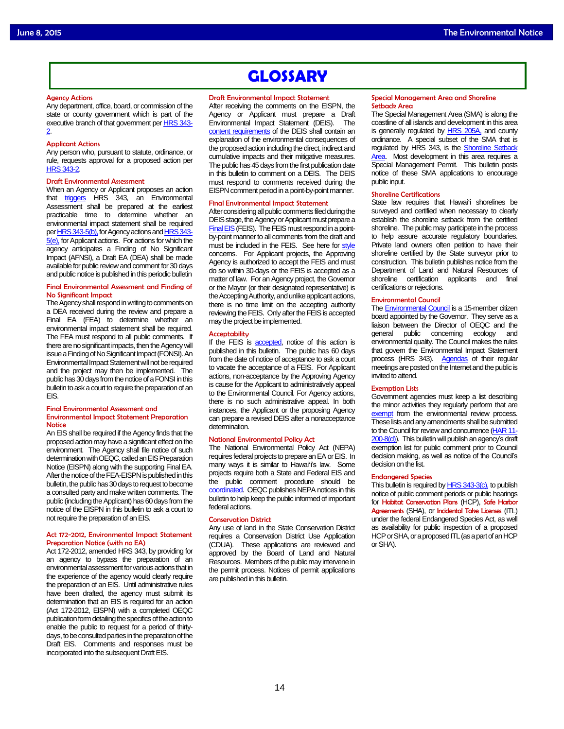# GLOSSARY

### Agency Actions

Any department, office, board, or commission of the state or county government which is part of the executive branch of that government per HRS 343-2.

### Applicant Actions

Any person who, pursuant to statute, ordinance, or rule, requests approval for a proposed action per HRS 343-2.

### Draft Environmental Assessment

When an Agency or Applicant proposes an action that triggers HRS 343, an Environmental Assessment shall be prepared at the earliest practicable time to determine whether an environmental impact statement shall be required per HRS 343-5(b), for Agency actions and HRS 343-5(e), for Applicant actions. For actions for which the agency anticipates a Finding of No Significant Impact (AFNSI), a Draft EA (DEA) shall be made available for public review and comment for 30 days and public notice is published in this periodic bulletin

### Final Environmental Assessment and Finding of No Significant Impact

The Agency shall respond in writing to comments on a DEA received during the review and prepare a Final EA (FEA) to determine whether an environmental impact statement shall be required. The FEA must respond to all public comments. If there are no significant impacts, then the Agency will issue a Finding of No Significant Impact (FONSI). An Environmental Impact Statement will not be required and the project may then be implemented. The public has 30 days from the notice of a FONSI in this bulletin to ask a court to require the preparation of an EIS.

### Final Environmental Assessment and Environmental Impact Statement Preparation Notice

An EIS shall be required if the Agency finds that the proposed action may have a significant effect on the environment. The Agency shall file notice of such determination with OEQC, called an EIS Preparation Notice (EISPN) along with the supporting Final EA. After the notice of the FEA-EISPN is published in this bulletin, the public has 30 days to request to become a consulted party and make written comments. The public (including the Applicant) has 60 days from the notice of the EISPN in this bulletin to ask a court to not require the preparation of an EIS.

### Act 172-2012, Environmental Impact Statement Preparation Notice (with no EA)

Act 172-2012, amended HRS 343, by providing for an agency to bypass the preparation of an environmental assessment for various actions that in the experience of the agency would clearly require the preparation of an EIS. Until administrative rules have been drafted, the agency must submit its determination that an EIS is required for an action (Act 172-2012, EISPN) with a completed OEQC publication form detailing the specifics of the action to enable the public to request for a period of thirty-days, to be consulted parties in the preparation of the Draft EIS. Comments and responses must be incorporated into the subsequent Draft EIS.

### Draft Environmental Impact Statement

After receiving the comments on the EISPN, the Agency or Applicant must prepare a Draft Environmental Impact Statement (DEIS). The content requirements of the DEIS shall contain an explanation of the environmental consequences of the proposed action including the direct, indirect and cumulative impacts and their mitigative measures. The public has 45 days from the first publication date in this bulletin to comment on a DEIS. The DEIS must respond to comments received during the EISPN comment period in a point-by-point manner.

### Final Environmental Impact Statement

After considering all public comments filed during the DEIS stage, the Agency or Applicant must prepare a Final EIS (FEIS). The FEIS must respond in a point-by-point manner to all comments from the draft and must be included in the FEIS. See here for style concerns. For Applicant projects, the Approving Agency is authorized to accept the FEIS and must do so within 30-days or the FEIS is accepted as a matter of law. For an Agency project, the Governor or the Mayor (or their designated representative) is the Accepting Authority, and unlike applicant actions, there is no time limit on the accepting authority reviewing the FEIS. Only after the FEIS is accepted may the project be implemented.

### Acceptability

If the FEIS is accepted, notice of this action is published in this bulletin. The public has 60 days from the date of notice of acceptance to ask a court to vacate the acceptance of a FEIS. For Applicant actions, non-acceptance by the Approving Agency is cause for the Applicant to administratively appeal to the Environmental Council. For Agency actions, there is no such administrative appeal. In both instances, the Applicant or the proposing Agency can prepare a revised DEIS after a nonacceptance determination.

### National Environmental Policy Act

The National Environmental Policy Act (NEPA) requires federal projects to prepare an EA or EIS. In many ways it is similar to Hawai‘i's law. Some projects require both a State and Federal EIS and the public comment procedure should be coordinated. OEQC publishes NEPA notices in this bulletin to help keep the public informed of important federal actions.

### Conservation District

Any use of land in the State Conservation District requires a Conservation District Use Application (CDUA). These applications are reviewed and approved by the Board of Land and Natural Resources. Members of the public may intervene in the permit process. Notices of permit applications are published in this bulletin.

### Special Management Area and Shoreline Setback Area

The Special Management Area (SMA) is along the coastline of all islands and development in this area is generally regulated by HRS 205A, and county ordinance. A special subset of the SMA that is regulated by HRS 343, is the Shoreline Setback Area. Most development in this area requires a Special Management Permit. This bulletin posts notice of these SMA applications to encourage public input.

### Shoreline Certifications

State law requires that Hawai‘i shorelines be surveyed and certified when necessary to clearly establish the shoreline setback from the certified shoreline. The public may participate in the process to help assure accurate regulatory boundaries. Private land owners often petition to have their shoreline certified by the State surveyor prior to construction. This bulletin publishes notice from the Department of Land and Natural Resources of shoreline certification applicants and final certifications or rejections.

### Environmental Council

The Environmental Council is a 15-member citizen board appointed by the Governor. They serve as a liaison between the Director of OEQC and the general public concerning ecology and environmental quality. The Council makes the rules that govern the Environmental Impact Statement process (HRS 343). Agendas of their regular meetings are posted on the Internet and the public is invited to attend.

### Exemption Lists

Government agencies must keep a list describing the minor activities they regularly perform that are exempt from the environmental review process. These lists and any amendments shall be submitted to the Council for review and concurrence (HAR 11-200-8(d)). This bulletin will publish an agency's draft exemption list for public comment prior to Council decision making, as well as notice of the Council's decision on the list.

### Endangered Species

This bulletin is required by HRS 343-3(c), to publish notice of public comment periods or public hearings for **Habitat Conservation Plans** (HCP), **Safe Harbor Agreements** (SHA), or **Incidental Take Licenses** (ITL) under the federal Endangered Species Act, as well as availability for public inspection of a proposed HCP or SHA, or a proposed ITL (as a part of an HCP or SHA).